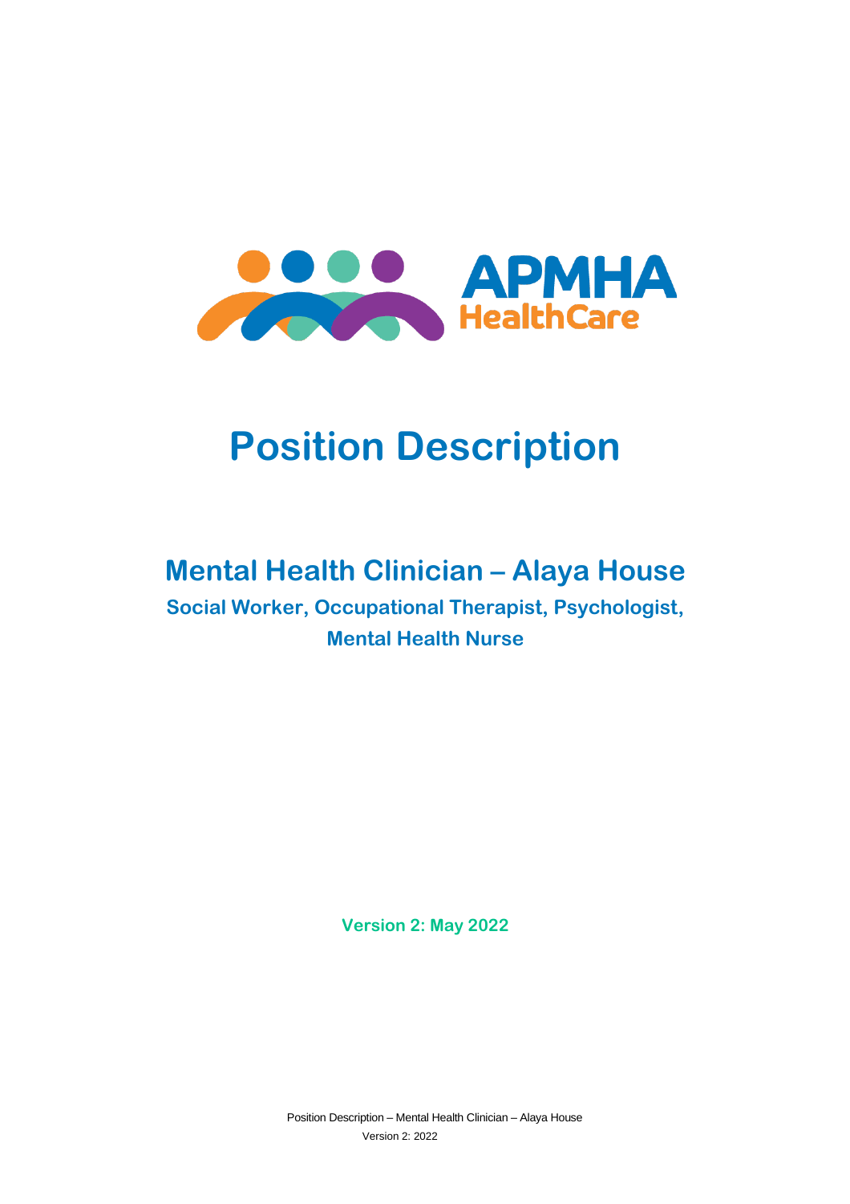APMHA HealthCare

# Position Description

## Mental Health Clinician – Alaya House

### Social Worker, Occupational Therapist, Psychologist, Mental Health Nurse

**Version 2: May 2022**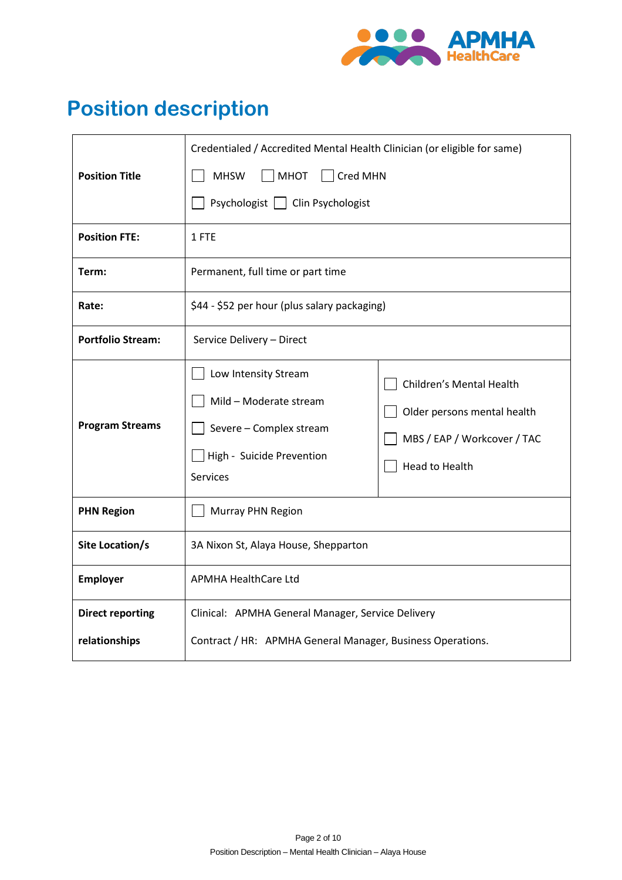# Position description

| | |
|---|---|
| **Position Title** | Credentialed / Accredited Mental Health Clinician (or eligible for same)<br>☐ MHSW ☐ MHOT ☐ Cred MHN<br>☐ Psychologist ☐ Clin Psychologist |
| **Position FTE:** | 1 FTE |
| **Term:** | Permanent, full time or part time |
| **Rate:** | $44 - $52 per hour (plus salary packaging) |
| **Portfolio Stream:** | Service Delivery – Direct |
| **Program Streams** | ☐ Low Intensity Stream<br>☐ Mild – Moderate stream<br>☐ Severe – Complex stream<br>☐ High - Suicide Prevention Services<br>☐ Children's Mental Health<br>☐ Older persons mental health<br>☐ MBS / EAP / Workcover / TAC<br>☐ Head to Health |
| **PHN Region** | ☐ Murray PHN Region |
| **Site Location/s** | 3A Nixon St, Alaya House, Shepparton |
| **Employer** | APMHA HealthCare Ltd |
| **Direct reporting relationships** | Clinical: APMHA General Manager, Service Delivery<br>Contract / HR: APMHA General Manager, Business Operations. |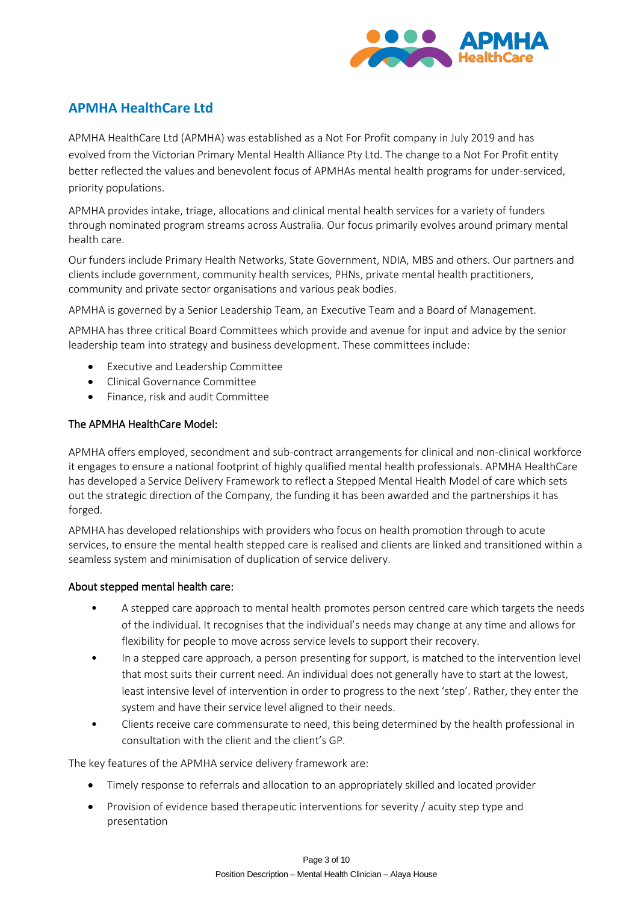## APMHA HealthCare Ltd

APMHA HealthCare Ltd (APMHA) was established as a Not For Profit company in July 2019 and has evolved from the Victorian Primary Mental Health Alliance Pty Ltd. The change to a Not For Profit entity better reflected the values and benevolent focus of APMHAs mental health programs for under-serviced, priority populations.

APMHA provides intake, triage, allocations and clinical mental health services for a variety of funders through nominated program streams across Australia. Our focus primarily evolves around primary mental health care.

Our funders include Primary Health Networks, State Government, NDIA, MBS and others. Our partners and clients include government, community health services, PHNs, private mental health practitioners, community and private sector organisations and various peak bodies.

APMHA is governed by a Senior Leadership Team, an Executive Team and a Board of Management.

APMHA has three critical Board Committees which provide and avenue for input and advice by the senior leadership team into strategy and business development. These committees include:

- Executive and Leadership Committee
- Clinical Governance Committee
- Finance, risk and audit Committee

### The APMHA HealthCare Model:

APMHA offers employed, secondment and sub-contract arrangements for clinical and non-clinical workforce it engages to ensure a national footprint of highly qualified mental health professionals. APMHA HealthCare has developed a Service Delivery Framework to reflect a Stepped Mental Health Model of care which sets out the strategic direction of the Company, the funding it has been awarded and the partnerships it has forged.

APMHA has developed relationships with providers who focus on health promotion through to acute services, to ensure the mental health stepped care is realised and clients are linked and transitioned within a seamless system and minimisation of duplication of service delivery.

### About stepped mental health care:

- A stepped care approach to mental health promotes person centred care which targets the needs of the individual. It recognises that the individual's needs may change at any time and allows for flexibility for people to move across service levels to support their recovery.
- In a stepped care approach, a person presenting for support, is matched to the intervention level that most suits their current need. An individual does not generally have to start at the lowest, least intensive level of intervention in order to progress to the next 'step'. Rather, they enter the system and have their service level aligned to their needs.
- Clients receive care commensurate to need, this being determined by the health professional in consultation with the client and the client's GP.

The key features of the APMHA service delivery framework are:

- Timely response to referrals and allocation to an appropriately skilled and located provider
- Provision of evidence based therapeutic interventions for severity / acuity step type and presentation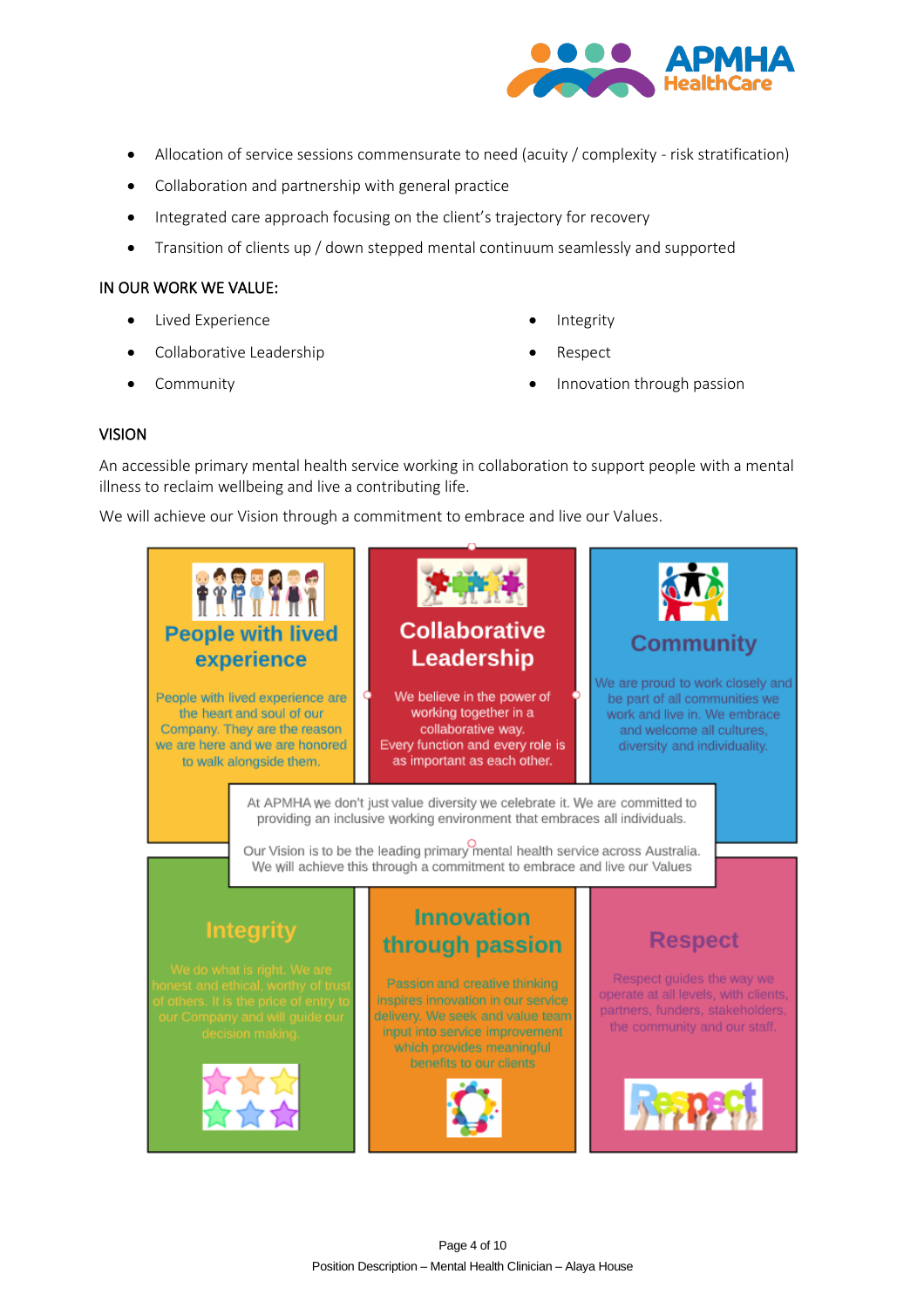- Allocation of service sessions commensurate to need (acuity / complexity - risk stratification)
- Collaboration and partnership with general practice
- Integrated care approach focusing on the client's trajectory for recovery
- Transition of clients up / down stepped mental continuum seamlessly and supported

## IN OUR WORK WE VALUE:

- Lived Experience
- Collaborative Leadership
- Community
- Integrity
- Respect
- Innovation through passion

## VISION

An accessible primary mental health service working in collaboration to support people with a mental illness to reclaim wellbeing and live a contributing life.

We will achieve our Vision through a commitment to embrace and live our Values.

### People with lived experience

People with lived experience are the heart and soul of our Company. They are the reason we are here and we are honored to walk alongside them.

### Collaborative Leadership

We believe in the power of working together in a collaborative way. Every function and every role is as important as each other.

### Community

We are proud to work closely and be part of all communities we work and live in. We embrace and welcome all cultures, diversity and individuality.

At APMHA we don't just value diversity we celebrate it. We are committed to providing an inclusive working environment that embraces all individuals.

Our Vision is to be the leading primary mental health service across Australia. We will achieve this through a commitment to embrace and live our Values

### Integrity

We do what is right. We are honest and ethical, worthy of trust of others. It is the price of entry to our Company and will guide our decision making.

### Innovation through passion

Passion and creative thinking inspires innovation in our service delivery. We seek and value team input into service improvement which provides meaningful benefits to our clients

### Respect

Respect guides the way we operate at all levels, with clients, partners, funders, stakeholders, the community and our staff.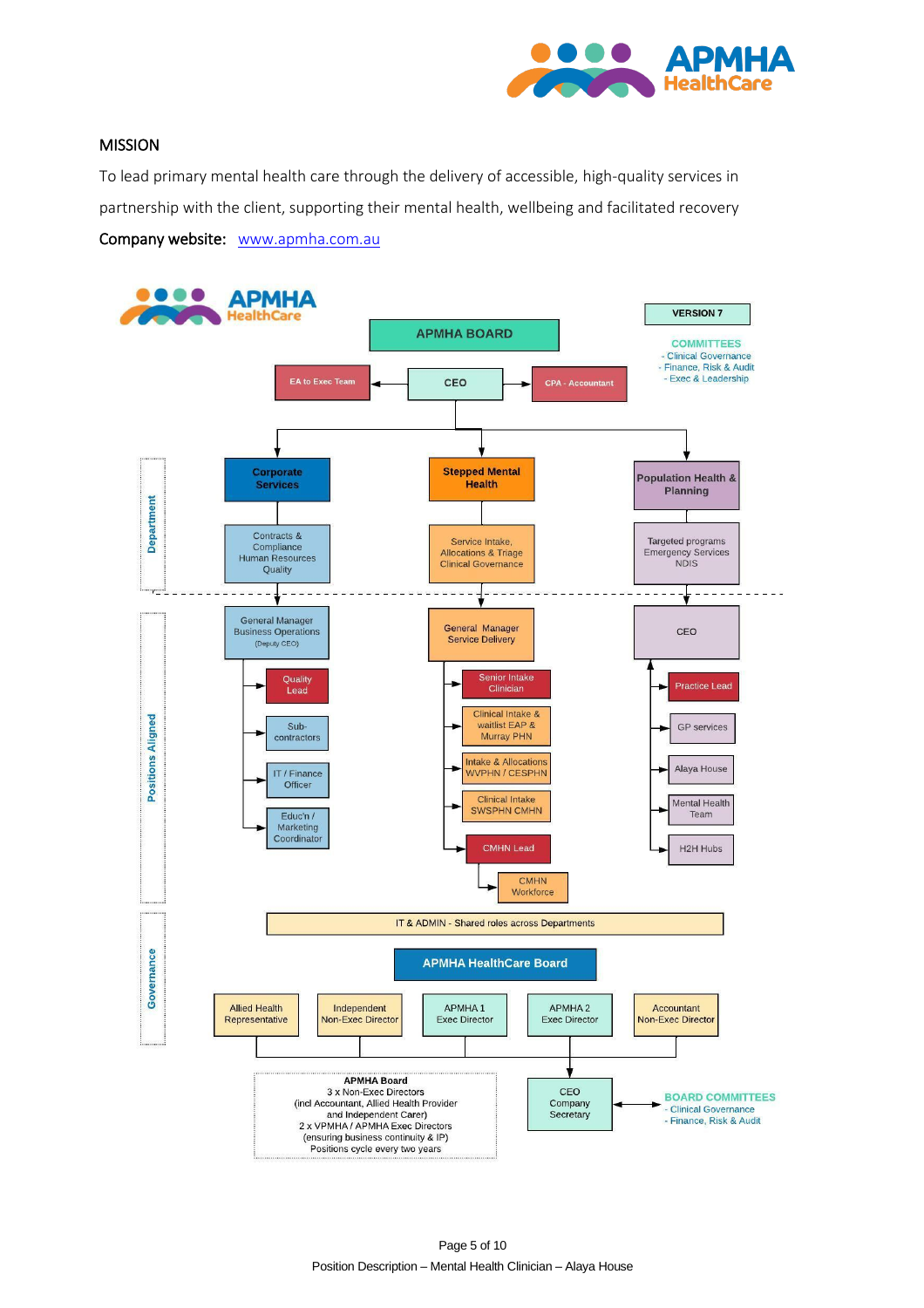## MISSION

To lead primary mental health care through the delivery of accessible, high-quality services in partnership with the client, supporting their mental health, wellbeing and facilitated recovery

**Company website:** www.apmha.com.au

APMHA HealthCare

VERSION 7

**APMHA BOARD**

COMMITTEES
- Clinical Governance
- Finance, Risk & Audit
- Exec & Leadership

EA to Exec Team — CEO — CPA - Accountant

**Department**

| Corporate Services | Stepped Mental Health | Population Health & Planning |
|---|---|---|
| Contracts & Compliance<br>Human Resources<br>Quality | Service Intake, Allocations & Triage<br>Clinical Governance | Targeted programs<br>Emergency Services<br>NDIS |

**Positions Aligned**

| General Manager Business Operations (Deputy CEO) | General Manager Service Delivery | CEO |
|---|---|---|
| Quality Lead | Senior Intake Clinician | Practice Lead |
| Sub-contractors | Clinical Intake & waitlist EAP & Murray PHN | GP services |
| IT / Finance Officer | Intake & Allocations WVPHN / CESPHN | Alaya House |
| Educ'n / Marketing Coordinator | Clinical Intake SWSPHN CMHN | Mental Health Team |
| | CMHN Lead | H2H Hubs |
| | CMHN Workforce | |

IT & ADMIN - Shared roles across Departments

**Governance**

**APMHA HealthCare Board**

| Allied Health Representative | Independent Non-Exec Director | APMHA 1 Exec Director | APMHA 2 Exec Director | Accountant Non-Exec Director |
|---|---|---|---|---|

**APMHA Board**
3 x Non-Exec Directors
(incl Accountant, Allied Health Provider and Independent Carer)
2 x VPMHA / APMHA Exec Directors
(ensuring business continuity & IP)
Positions cycle every two years

CEO Company Secretary

BOARD COMMITTEES
- Clinical Governance
- Finance, Risk & Audit

Position Description – Mental Health Clinician – Alaya House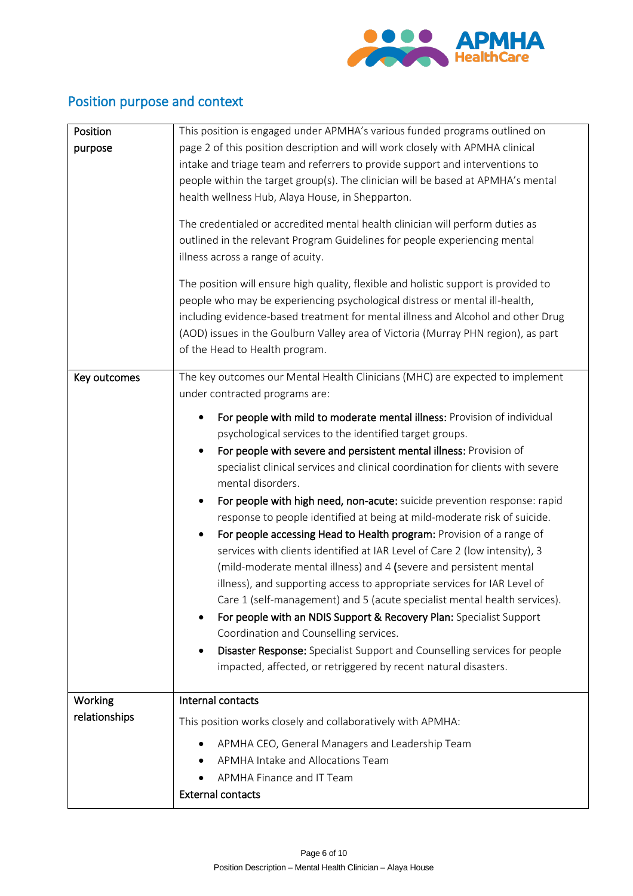## Position purpose and context

| | |
|---|---|
| Position purpose | This position is engaged under APMHA's various funded programs outlined on page 2 of this position description and will work closely with APMHA clinical intake and triage team and referrers to provide support and interventions to people within the target group(s). The clinician will be based at APMHA's mental health wellness Hub, Alaya House, in Shepparton.<br><br>The credentialed or accredited mental health clinician will perform duties as outlined in the relevant Program Guidelines for people experiencing mental illness across a range of acuity.<br><br>The position will ensure high quality, flexible and holistic support is provided to people who may be experiencing psychological distress or mental ill-health, including evidence-based treatment for mental illness and Alcohol and other Drug (AOD) issues in the Goulburn Valley area of Victoria (Murray PHN region), as part of the Head to Health program. |
| Key outcomes | The key outcomes our Mental Health Clinicians (MHC) are expected to implement under contracted programs are:<br><br>• **For people with mild to moderate mental illness:** Provision of individual psychological services to the identified target groups.<br>• **For people with severe and persistent mental illness:** Provision of specialist clinical services and clinical coordination for clients with severe mental disorders.<br>• **For people with high need, non-acute:** suicide prevention response: rapid response to people identified at being at mild-moderate risk of suicide.<br>• **For people accessing Head to Health program:** Provision of a range of services with clients identified at IAR Level of Care 2 (low intensity), 3 (mild-moderate mental illness) and 4 **(**severe and persistent mental illness), and supporting access to appropriate services for IAR Level of Care 1 (self-management) and 5 (acute specialist mental health services).<br>• **For people with an NDIS Support & Recovery Plan:** Specialist Support Coordination and Counselling services.<br>• **Disaster Response:** Specialist Support and Counselling services for people impacted, affected, or retriggered by recent natural disasters. |
| Working relationships | **Internal contacts**<br><br>This position works closely and collaboratively with APMHA:<br><br>• APMHA CEO, General Managers and Leadership Team<br>• APMHA Intake and Allocations Team<br>• APMHA Finance and IT Team<br><br>**External contacts** |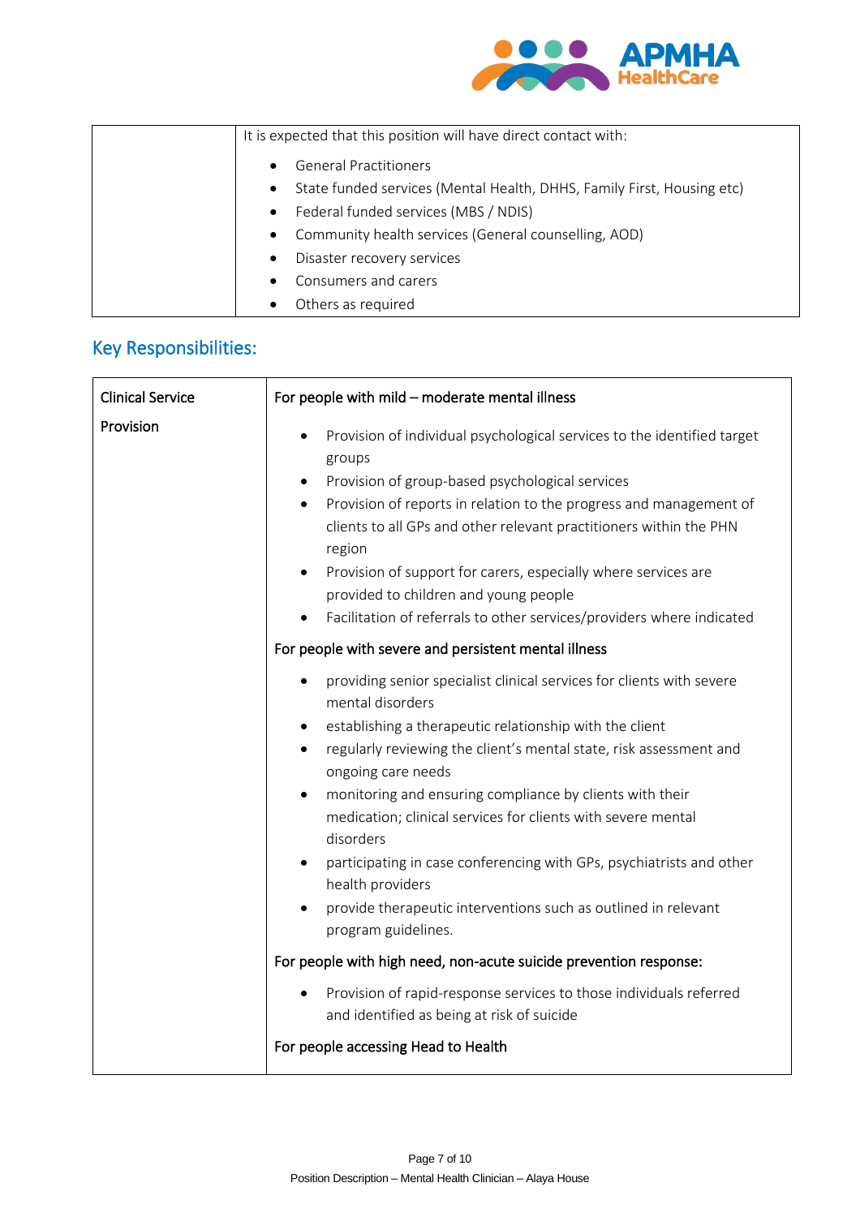| | It is expected that this position will have direct contact with:<br><br>• General Practitioners<br>• State funded services (Mental Health, DHHS, Family First, Housing etc)<br>• Federal funded services (MBS / NDIS)<br>• Community health services (General counselling, AOD)<br>• Disaster recovery services<br>• Consumers and carers<br>• Others as required |
|---|---|

## Key Responsibilities:

| Clinical Service Provision | **For people with mild – moderate mental illness**<br><br>• Provision of individual psychological services to the identified target groups<br>• Provision of group-based psychological services<br>• Provision of reports in relation to the progress and management of clients to all GPs and other relevant practitioners within the PHN region<br>• Provision of support for carers, especially where services are provided to children and young people<br>• Facilitation of referrals to other services/providers where indicated<br><br>**For people with severe and persistent mental illness**<br><br>• providing senior specialist clinical services for clients with severe mental disorders<br>• establishing a therapeutic relationship with the client<br>• regularly reviewing the client's mental state, risk assessment and ongoing care needs<br>• monitoring and ensuring compliance by clients with their medication; clinical services for clients with severe mental disorders<br>• participating in case conferencing with GPs, psychiatrists and other health providers<br>• provide therapeutic interventions such as outlined in relevant program guidelines.<br><br>**For people with high need, non-acute suicide prevention response:**<br><br>• Provision of rapid-response services to those individuals referred and identified as being at risk of suicide<br><br>**For people accessing Head to Health** |
|---|---|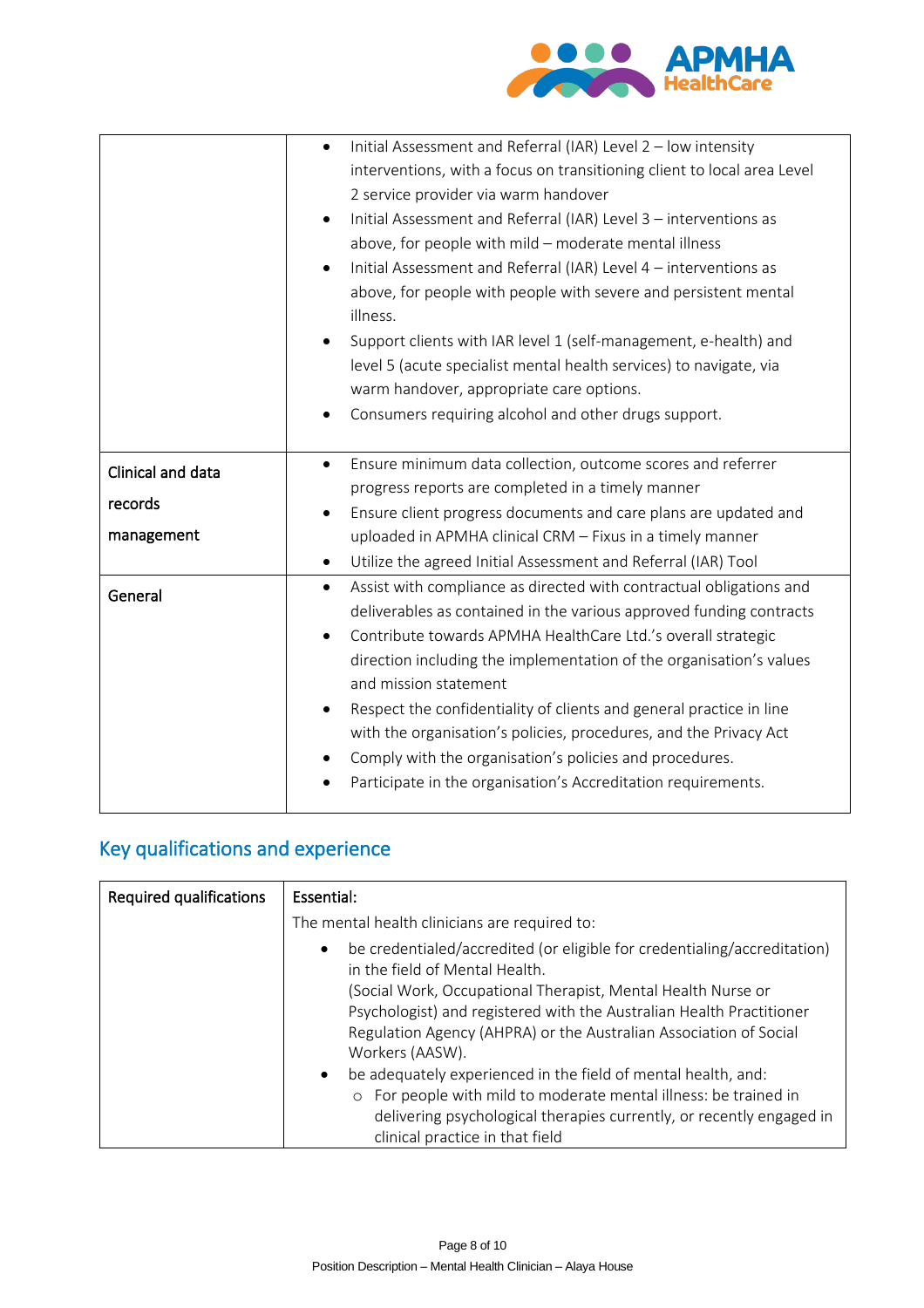|  |  |
|---|---|
|  | • Initial Assessment and Referral (IAR) Level 2 – low intensity interventions, with a focus on transitioning client to local area Level 2 service provider via warm handover<br>• Initial Assessment and Referral (IAR) Level 3 – interventions as above, for people with mild – moderate mental illness<br>• Initial Assessment and Referral (IAR) Level 4 – interventions as above, for people with people with severe and persistent mental illness.<br>• Support clients with IAR level 1 (self-management, e-health) and level 5 (acute specialist mental health services) to navigate, via warm handover, appropriate care options.<br>• Consumers requiring alcohol and other drugs support. |
| Clinical and data records management | • Ensure minimum data collection, outcome scores and referrer progress reports are completed in a timely manner<br>• Ensure client progress documents and care plans are updated and uploaded in APMHA clinical CRM – Fixus in a timely manner<br>• Utilize the agreed Initial Assessment and Referral (IAR) Tool |
| General | • Assist with compliance as directed with contractual obligations and deliverables as contained in the various approved funding contracts<br>• Contribute towards APMHA HealthCare Ltd.'s overall strategic direction including the implementation of the organisation's values and mission statement<br>• Respect the confidentiality of clients and general practice in line with the organisation's policies, procedures, and the Privacy Act<br>• Comply with the organisation's policies and procedures.<br>• Participate in the organisation's Accreditation requirements. |

## Key qualifications and experience

| Required qualifications | **Essential:**<br>The mental health clinicians are required to:<br>• be credentialed/accredited (or eligible for credentialing/accreditation) in the field of Mental Health. (Social Work, Occupational Therapist, Mental Health Nurse or Psychologist) and registered with the Australian Health Practitioner Regulation Agency (AHPRA) or the Australian Association of Social Workers (AASW).<br>• be adequately experienced in the field of mental health, and:<br>  ○ For people with mild to moderate mental illness: be trained in delivering psychological therapies currently, or recently engaged in clinical practice in that field |
|---|---|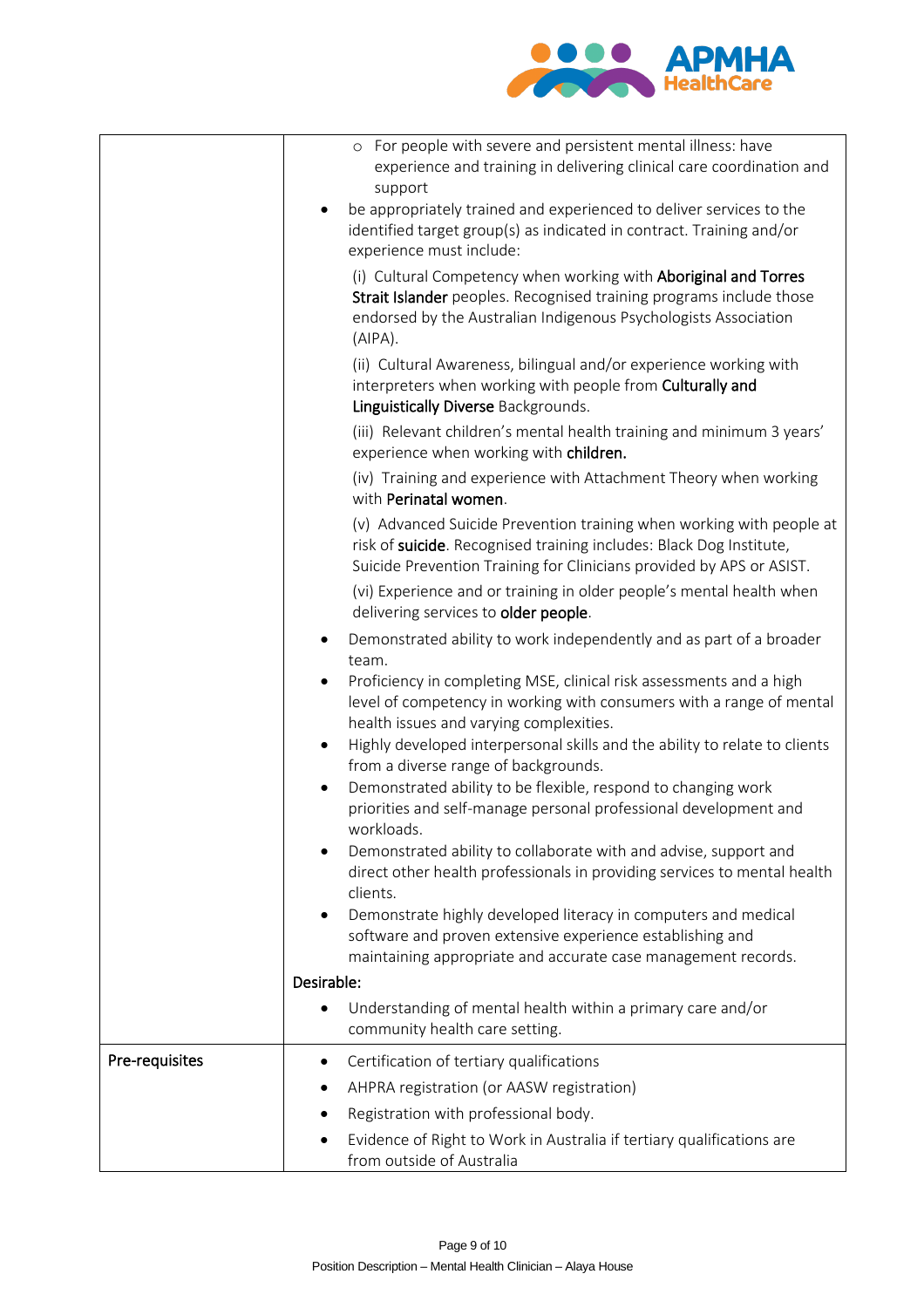| | |
|---|---|
| | ○ For people with severe and persistent mental illness: have experience and training in delivering clinical care coordination and support<br>• be appropriately trained and experienced to deliver services to the identified target group(s) as indicated in contract. Training and/or experience must include:<br>(i) Cultural Competency when working with **Aboriginal and Torres Strait Islander** peoples. Recognised training programs include those endorsed by the Australian Indigenous Psychologists Association (AIPA).<br>(ii) Cultural Awareness, bilingual and/or experience working with interpreters when working with people from **Culturally and Linguistically Diverse** Backgrounds.<br>(iii) Relevant children's mental health training and minimum 3 years' experience when working with **children.**<br>(iv) Training and experience with Attachment Theory when working with **Perinatal women**.<br>(v) Advanced Suicide Prevention training when working with people at risk of **suicide**. Recognised training includes: Black Dog Institute, Suicide Prevention Training for Clinicians provided by APS or ASIST.<br>(vi) Experience and or training in older people's mental health when delivering services to **older people**.<br>• Demonstrated ability to work independently and as part of a broader team.<br>• Proficiency in completing MSE, clinical risk assessments and a high level of competency in working with consumers with a range of mental health issues and varying complexities.<br>• Highly developed interpersonal skills and the ability to relate to clients from a diverse range of backgrounds.<br>• Demonstrated ability to be flexible, respond to changing work priorities and self-manage personal professional development and workloads.<br>• Demonstrated ability to collaborate with and advise, support and direct other health professionals in providing services to mental health clients.<br>• Demonstrate highly developed literacy in computers and medical software and proven extensive experience establishing and maintaining appropriate and accurate case management records.<br>**Desirable:**<br>• Understanding of mental health within a primary care and/or community health care setting. |
| **Pre-requisites** | • Certification of tertiary qualifications<br>• AHPRA registration (or AASW registration)<br>• Registration with professional body.<br>• Evidence of Right to Work in Australia if tertiary qualifications are from outside of Australia |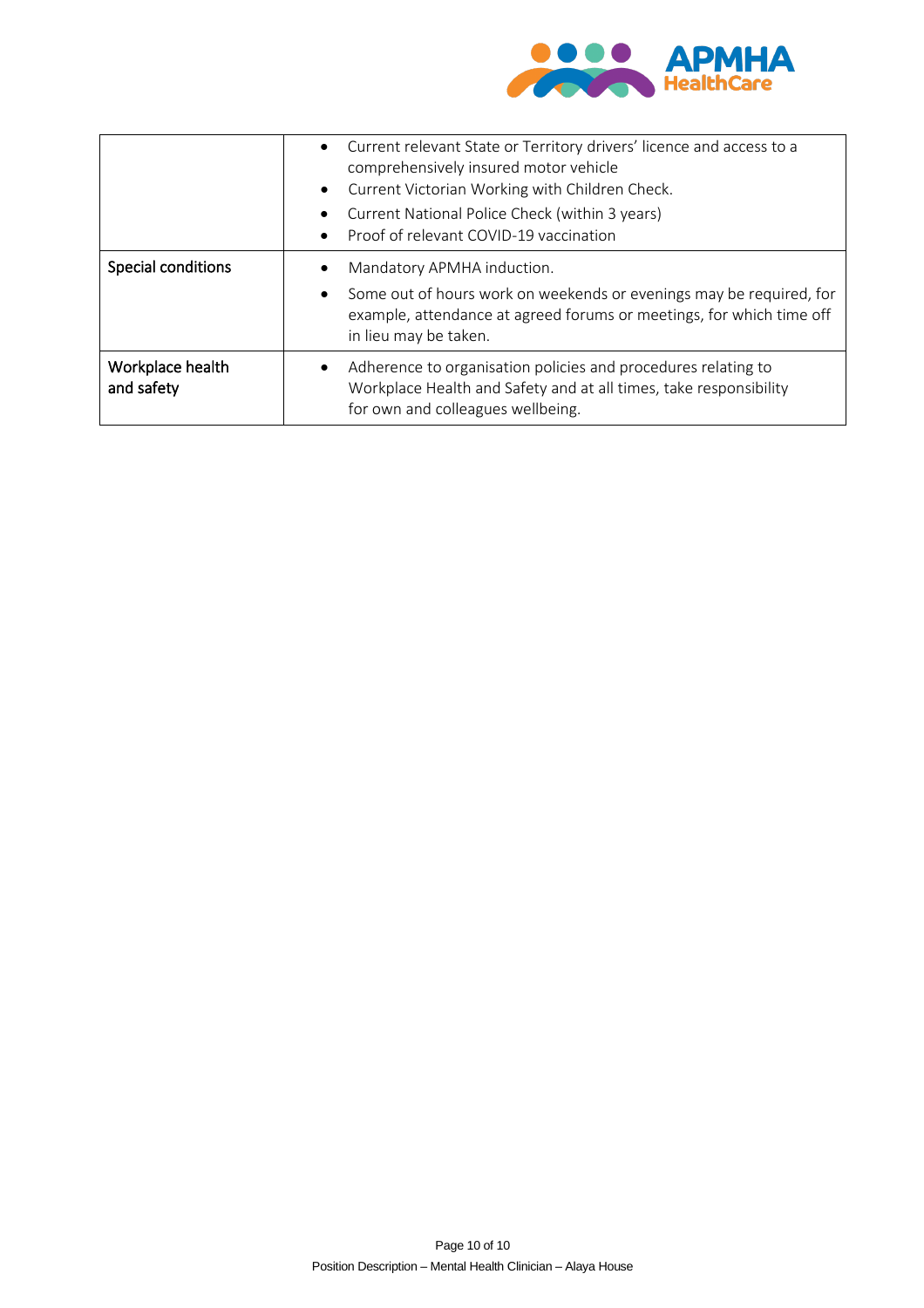| | |
|---|---|
| | • Current relevant State or Territory drivers' licence and access to a comprehensively insured motor vehicle<br>• Current Victorian Working with Children Check.<br>• Current National Police Check (within 3 years)<br>• Proof of relevant COVID-19 vaccination |
| Special conditions | • Mandatory APMHA induction.<br>• Some out of hours work on weekends or evenings may be required, for example, attendance at agreed forums or meetings, for which time off in lieu may be taken. |
| Workplace health and safety | • Adherence to organisation policies and procedures relating to Workplace Health and Safety and at all times, take responsibility for own and colleagues wellbeing. |